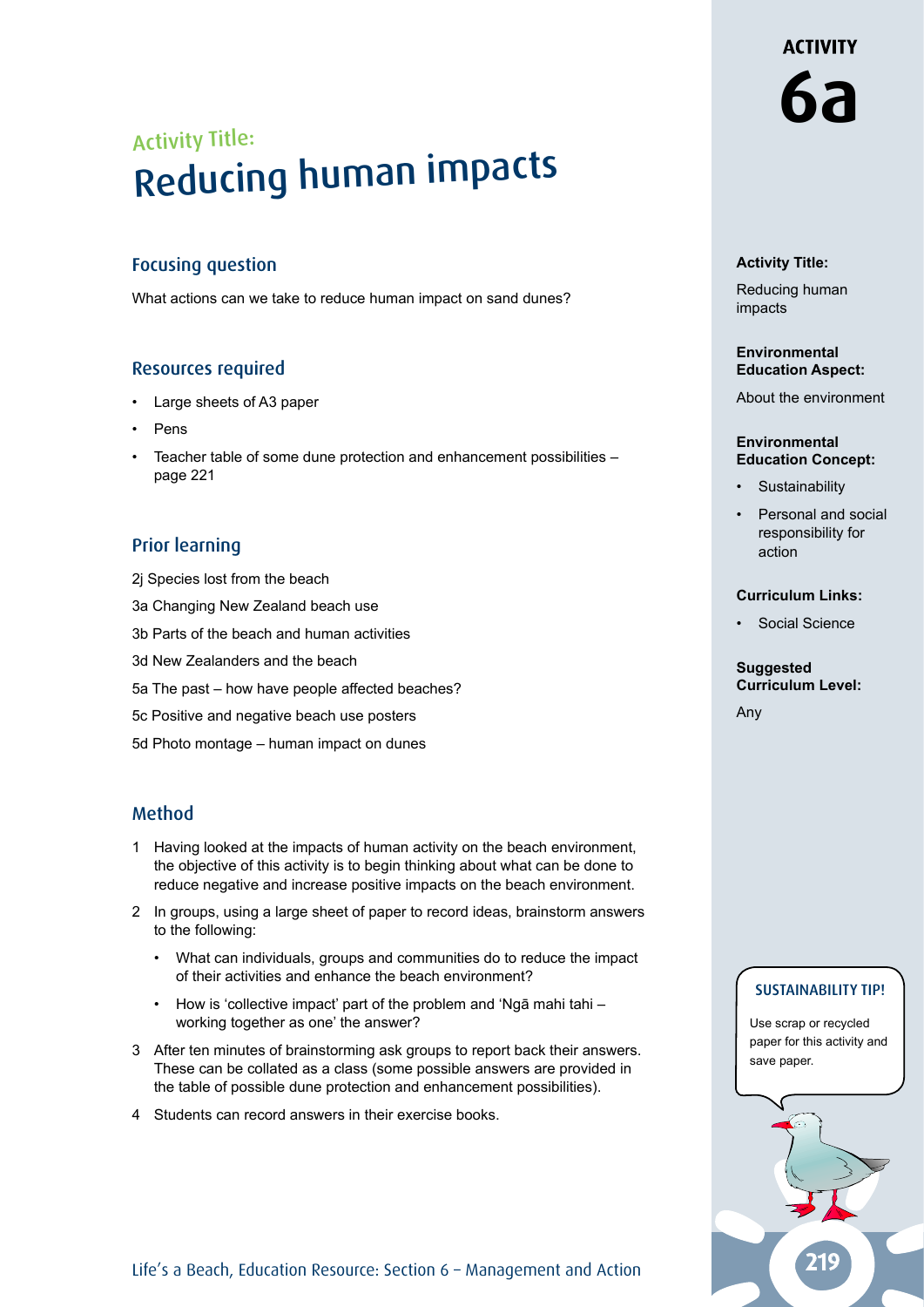# Activity Title: Reducing human impacts

## ACTIVITY 6a

**Activity Title:**

Reducing human impacts

**Environmental Education Aspect:**

About the environment

**Environmental Education Concept:**

- Sustainability
- Personal and social responsibility for action

**Curriculum Links:**

- Social Science

**Suggested Curriculum Level:**

Any

## Focusing question

What actions can we take to reduce human impact on sand dunes?

## Resources required

- Large sheets of A3 paper
- Pens
- Teacher table of some dune protection and enhancement possibilities – page 221

## Prior learning

2j Species lost from the beach

3a Changing New Zealand beach use

3b Parts of the beach and human activities

3d New Zealanders and the beach

5a The past – how have people affected beaches?

5c Positive and negative beach use posters

5d Photo montage – human impact on dunes

## Method

1. Having looked at the impacts of human activity on the beach environment, the objective of this activity is to begin thinking about what can be done to reduce negative and increase positive impacts on the beach environment.
2. In groups, using a large sheet of paper to record ideas, brainstorm answers to the following:
   - What can individuals, groups and communities do to reduce the impact of their activities and enhance the beach environment?
   - How is 'collective impact' part of the problem and 'Ngā mahi tahi – working together as one' the answer?
3. After ten minutes of brainstorming ask groups to report back their answers. These can be collated as a class (some possible answers are provided in the table of possible dune protection and enhancement possibilities).
4. Students can record answers in their exercise books.

**SUSTAINABILITY TIP!**

Use scrap or recycled paper for this activity and save paper.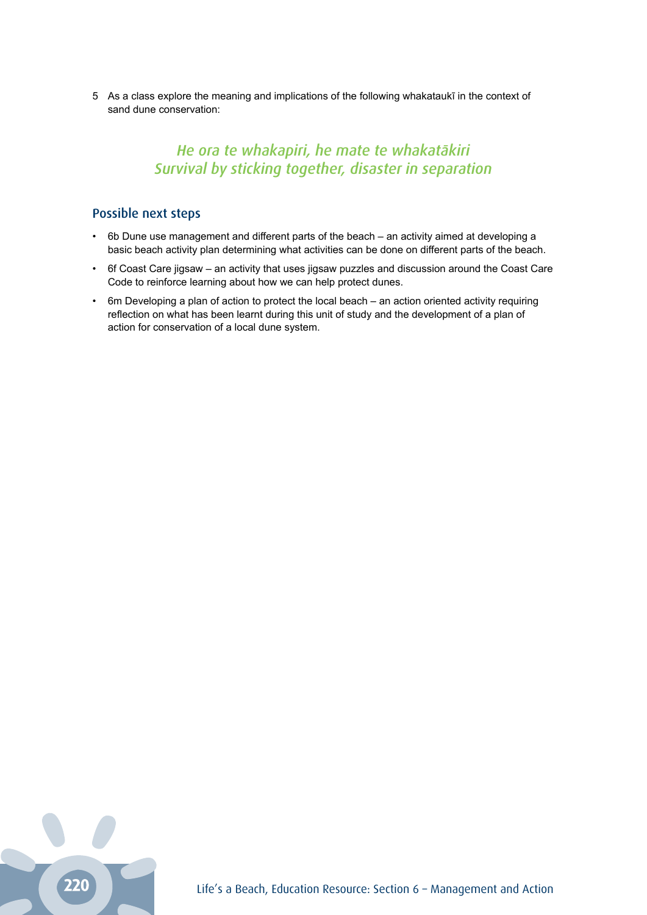5 As a class explore the meaning and implications of the following whakataukī in the context of sand dune conservation:

*He ora te whakapiri, he mate te whakatākiri*
*Survival by sticking together, disaster in separation*

## Possible next steps

- 6b Dune use management and different parts of the beach – an activity aimed at developing a basic beach activity plan determining what activities can be done on different parts of the beach.
- 6f Coast Care jigsaw – an activity that uses jigsaw puzzles and discussion around the Coast Care Code to reinforce learning about how we can help protect dunes.
- 6m Developing a plan of action to protect the local beach – an action oriented activity requiring reflection on what has been learnt during this unit of study and the development of a plan of action for conservation of a local dune system.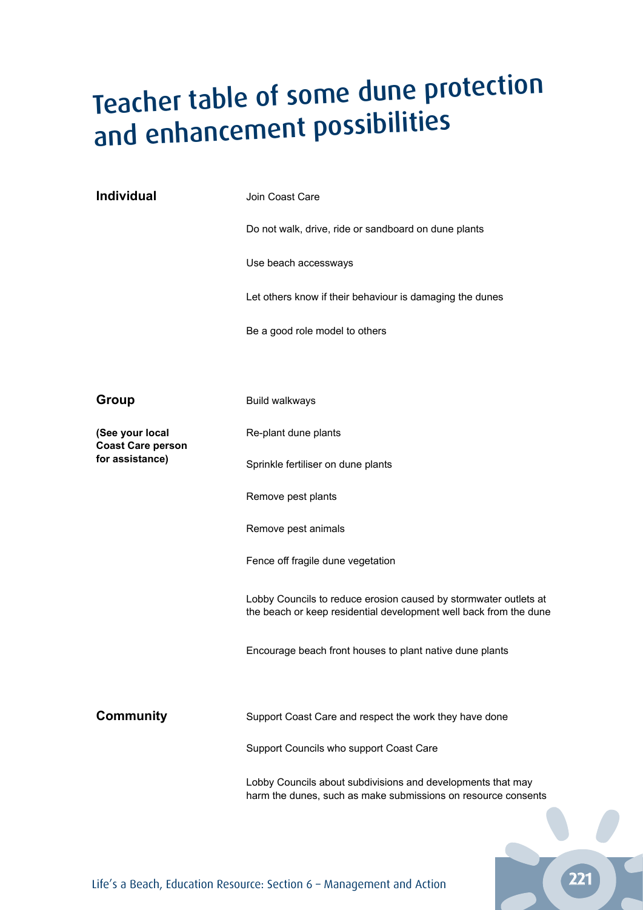# Teacher table of some dune protection and enhancement possibilities

| | |
|---|---|
| **Individual** | Join Coast Care |
| | Do not walk, drive, ride or sandboard on dune plants |
| | Use beach accessways |
| | Let others know if their behaviour is damaging the dunes |
| | Be a good role model to others |
| **Group** | Build walkways |
| **(See your local Coast Care person for assistance)** | Re-plant dune plants |
| | Sprinkle fertiliser on dune plants |
| | Remove pest plants |
| | Remove pest animals |
| | Fence off fragile dune vegetation |
| | Lobby Councils to reduce erosion caused by stormwater outlets at the beach or keep residential development well back from the dune |
| | Encourage beach front houses to plant native dune plants |
| **Community** | Support Coast Care and respect the work they have done |
| | Support Councils who support Coast Care |
| | Lobby Councils about subdivisions and developments that may harm the dunes, such as make submissions on resource consents |